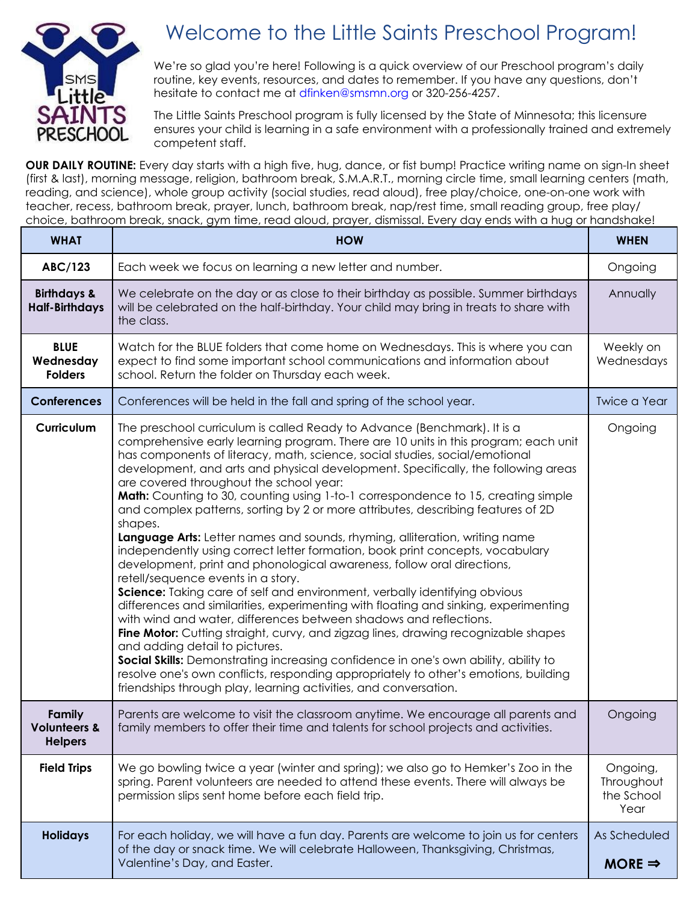# Welcome to the Little Saints Preschool Program!

We're so glad you're here! Following is a quick overview of our Preschool program's daily routine, key events, resources, and dates to remember. If you have any questions, don't hesitate to contact me at dfinken@smsmn.org or 320-256-4257.

The Little Saints Preschool program is fully licensed by the State of Minnesota; this licensure ensures your child is learning in a safe environment with a professionally trained and extremely competent staff.

**OUR DAILY ROUTINE:** Every day starts with a high five, hug, dance, or fist bump! Practice writing name on sign-In sheet (first & last), morning message, religion, bathroom break, S.M.A.R.T., morning circle time, small learning centers (math, reading, and science), whole group activity (social studies, read aloud), free play/choice, one-on-one work with teacher, recess, bathroom break, prayer, lunch, bathroom break, nap/rest time, small reading group, free play/ choice, bathroom break, snack, gym time, read aloud, prayer, dismissal. Every day ends with a hug or handshake!

| WHAT | HOW | WHEN |
|---|---|---|
| **ABC/123** | Each week we focus on learning a new letter and number. | Ongoing |
| **Birthdays & Half-Birthdays** | We celebrate on the day or as close to their birthday as possible. Summer birthdays will be celebrated on the half-birthday. Your child may bring in treats to share with the class. | Annually |
| **BLUE Wednesday Folders** | Watch for the BLUE folders that come home on Wednesdays. This is where you can expect to find some important school communications and information about school. Return the folder on Thursday each week. | Weekly on Wednesdays |
| **Conferences** | Conferences will be held in the fall and spring of the school year. | Twice a Year |
| **Curriculum** | The preschool curriculum is called Ready to Advance (Benchmark). It is a comprehensive early learning program. There are 10 units in this program; each unit has components of literacy, math, science, social studies, social/emotional development, and arts and physical development. Specifically, the following areas are covered throughout the school year:<br>**Math:** Counting to 30, counting using 1-to-1 correspondence to 15, creating simple and complex patterns, sorting by 2 or more attributes, describing features of 2D shapes.<br>**Language Arts:** Letter names and sounds, rhyming, alliteration, writing name independently using correct letter formation, book print concepts, vocabulary development, print and phonological awareness, follow oral directions, retell/sequence events in a story.<br>**Science:** Taking care of self and environment, verbally identifying obvious differences and similarities, experimenting with floating and sinking, experimenting with wind and water, differences between shadows and reflections.<br>**Fine Motor:** Cutting straight, curvy, and zigzag lines, drawing recognizable shapes and adding detail to pictures.<br>**Social Skills:** Demonstrating increasing confidence in one's own ability, ability to resolve one's own conflicts, responding appropriately to other's emotions, building friendships through play, learning activities, and conversation. | Ongoing |
| **Family Volunteers & Helpers** | Parents are welcome to visit the classroom anytime. We encourage all parents and family members to offer their time and talents for school projects and activities. | Ongoing |
| **Field Trips** | We go bowling twice a year (winter and spring); we also go to Hemker's Zoo in the spring. Parent volunteers are needed to attend these events. There will always be permission slips sent home before each field trip. | Ongoing, Throughout the School Year |
| **Holidays** | For each holiday, we will have a fun day. Parents are welcome to join us for centers of the day or snack time. We will celebrate Halloween, Thanksgiving, Christmas, Valentine's Day, and Easter. | As Scheduled<br>**MORE ⇒** |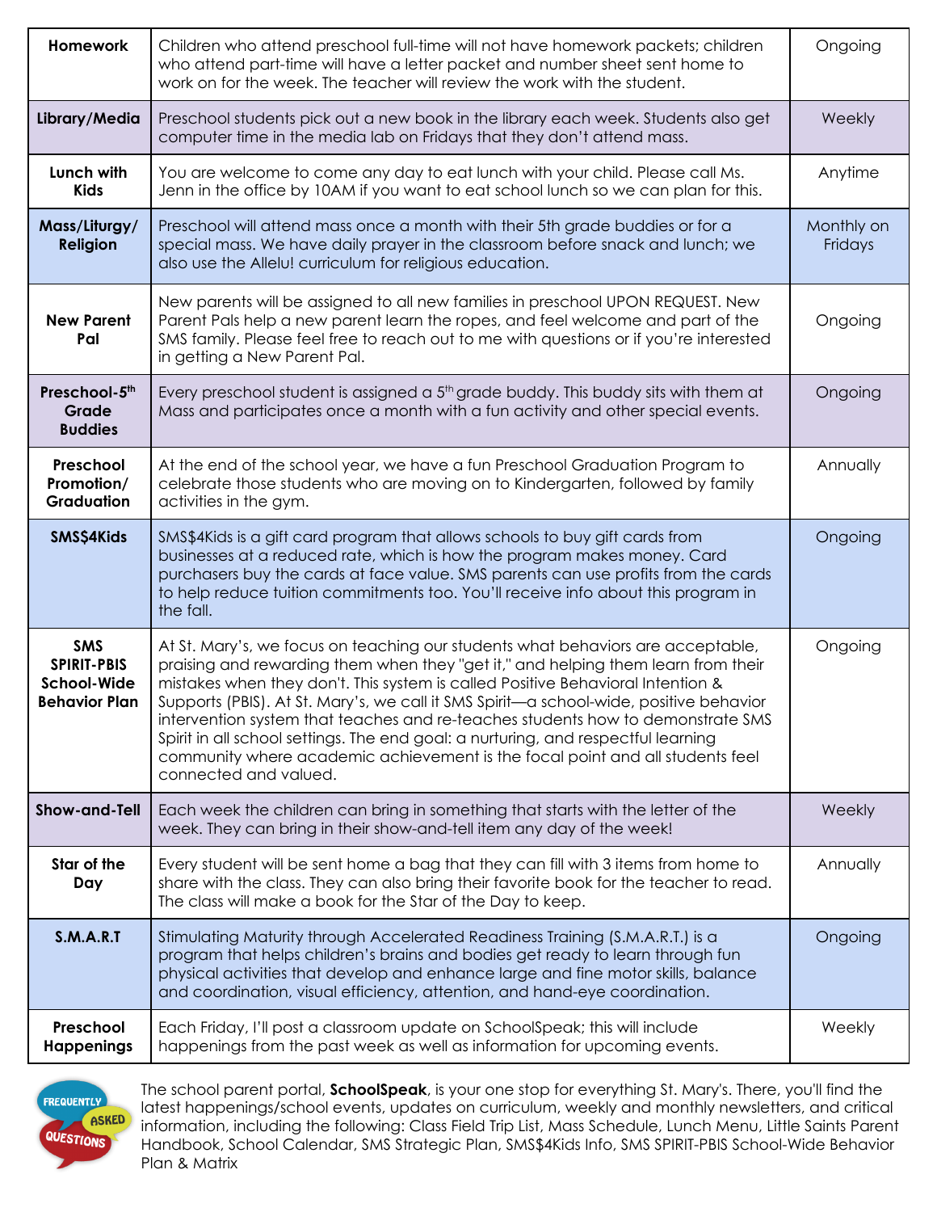| | | |
|---|---|---|
| **Homework** | Children who attend preschool full-time will not have homework packets; children who attend part-time will have a letter packet and number sheet sent home to work on for the week. The teacher will review the work with the student. | Ongoing |
| **Library/Media** | Preschool students pick out a new book in the library each week. Students also get computer time in the media lab on Fridays that they don't attend mass. | Weekly |
| **Lunch with Kids** | You are welcome to come any day to eat lunch with your child. Please call Ms. Jenn in the office by 10AM if you want to eat school lunch so we can plan for this. | Anytime |
| **Mass/Liturgy/ Religion** | Preschool will attend mass once a month with their 5th grade buddies or for a special mass. We have daily prayer in the classroom before snack and lunch; we also use the Allelu! curriculum for religious education. | Monthly on Fridays |
| **New Parent Pal** | New parents will be assigned to all new families in preschool UPON REQUEST. New Parent Pals help a new parent learn the ropes, and feel welcome and part of the SMS family. Please feel free to reach out to me with questions or if you're interested in getting a New Parent Pal. | Ongoing |
| **Preschool-5th Grade Buddies** | Every preschool student is assigned a 5th grade buddy. This buddy sits with them at Mass and participates once a month with a fun activity and other special events. | Ongoing |
| **Preschool Promotion/ Graduation** | At the end of the school year, we have a fun Preschool Graduation Program to celebrate those students who are moving on to Kindergarten, followed by family activities in the gym. | Annually |
| **SMS$4Kids** | SMS$4Kids is a gift card program that allows schools to buy gift cards from businesses at a reduced rate, which is how the program makes money. Card purchasers buy the cards at face value. SMS parents can use profits from the cards to help reduce tuition commitments too. You'll receive info about this program in the fall. | Ongoing |
| **SMS SPIRIT-PBIS School-Wide Behavior Plan** | At St. Mary's, we focus on teaching our students what behaviors are acceptable, praising and rewarding them when they "get it," and helping them learn from their mistakes when they don't. This system is called Positive Behavioral Intention & Supports (PBIS). At St. Mary's, we call it SMS Spirit—a school-wide, positive behavior intervention system that teaches and re-teaches students how to demonstrate SMS Spirit in all school settings. The end goal: a nurturing, and respectful learning community where academic achievement is the focal point and all students feel connected and valued. | Ongoing |
| **Show-and-Tell** | Each week the children can bring in something that starts with the letter of the week. They can bring in their show-and-tell item any day of the week! | Weekly |
| **Star of the Day** | Every student will be sent home a bag that they can fill with 3 items from home to share with the class. They can also bring their favorite book for the teacher to read. The class will make a book for the Star of the Day to keep. | Annually |
| **S.M.A.R.T** | Stimulating Maturity through Accelerated Readiness Training (S.M.A.R.T.) is a program that helps children's brains and bodies get ready to learn through fun physical activities that develop and enhance large and fine motor skills, balance and coordination, visual efficiency, attention, and hand-eye coordination. | Ongoing |
| **Preschool Happenings** | Each Friday, I'll post a classroom update on SchoolSpeak; this will include happenings from the past week as well as information for upcoming events. | Weekly |

FREQUENTLY ASKED QUESTIONS

The school parent portal, **SchoolSpeak**, is your one stop for everything St. Mary's. There, you'll find the latest happenings/school events, updates on curriculum, weekly and monthly newsletters, and critical information, including the following: Class Field Trip List, Mass Schedule, Lunch Menu, Little Saints Parent Handbook, School Calendar, SMS Strategic Plan, SMS$4Kids Info, SMS SPIRIT-PBIS School-Wide Behavior Plan & Matrix